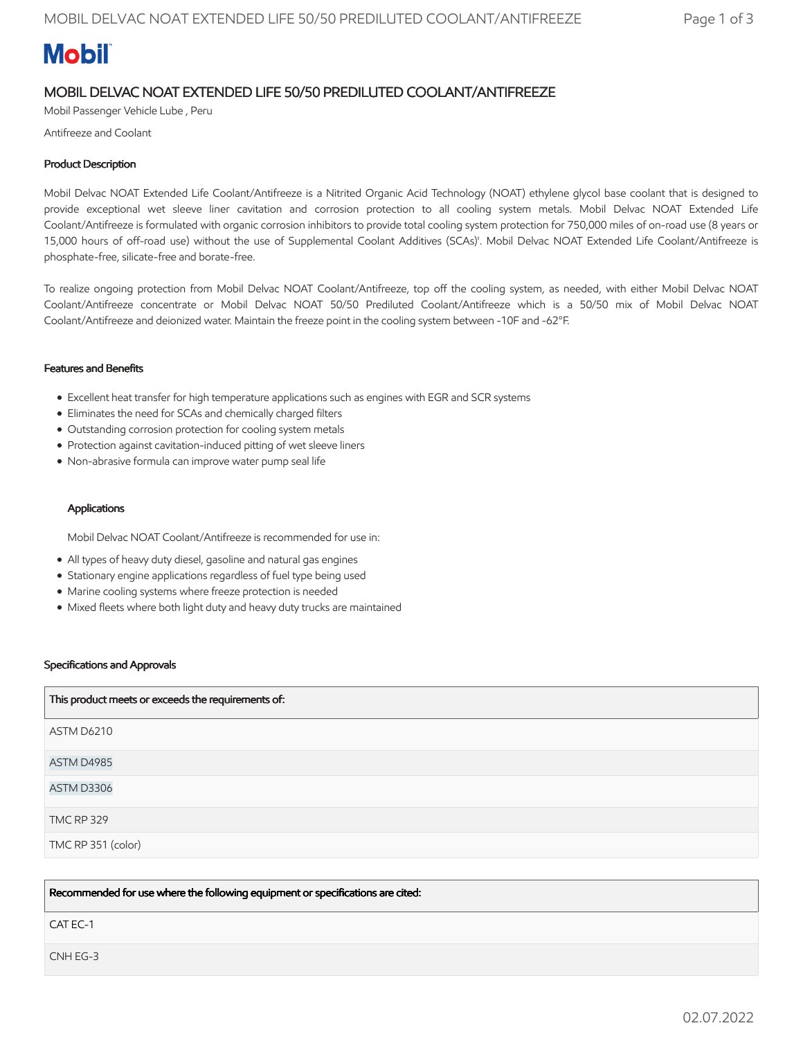Mobil

# MOBIL DELVAC NOAT EXTENDED LIFE 50/50 PREDILUTED COOLANT/ANTIFREEZE

Mobil Passenger Vehicle Lube , Peru

Antifreeze and Coolant

## Product Description

Mobil Delvac NOAT Extended Life Coolant/Antifreeze is a Nitrited Organic Acid Technology (NOAT) ethylene glycol base coolant that is designed to provide exceptional wet sleeve liner cavitation and corrosion protection to all cooling system metals. Mobil Delvac NOAT Extended Life Coolant/Antifreeze is formulated with organic corrosion inhibitors to provide total cooling system protection for 750,000 miles of on-road use (8 years or 15,000 hours of off-road use) without the use of Supplemental Coolant Additives (SCAs)'. Mobil Delvac NOAT Extended Life Coolant/Antifreeze is phosphate-free, silicate-free and borate-free.

To realize ongoing protection from Mobil Delvac NOAT Coolant/Antifreeze, top off the cooling system, as needed, with either Mobil Delvac NOAT Coolant/Antifreeze concentrate or Mobil Delvac NOAT 50/50 Prediluted Coolant/Antifreeze which is a 50/50 mix of Mobil Delvac NOAT Coolant/Antifreeze and deionized water. Maintain the freeze point in the cooling system between -10F and -62°F.

## Features and Benefits

- Excellent heat transfer for high temperature applications such as engines with EGR and SCR systems
- Eliminates the need for SCAs and chemically charged filters
- Outstanding corrosion protection for cooling system metals
- Protection against cavitation-induced pitting of wet sleeve liners
- Non-abrasive formula can improve water pump seal life

## Applications

Mobil Delvac NOAT Coolant/Antifreeze is recommended for use in:

- All types of heavy duty diesel, gasoline and natural gas engines
- Stationary engine applications regardless of fuel type being used
- Marine cooling systems where freeze protection is needed
- Mixed fleets where both light duty and heavy duty trucks are maintained

## Specifications and Approvals

| This product meets or exceeds the requirements of: |
| --- |
| ASTM D6210 |
| ASTM D4985 |
| ASTM D3306 |
| TMC RP 329 |
| TMC RP 351 (color) |

| Recommended for use where the following equipment or specifications are cited: |
| --- |
| CAT EC-1 |
| CNH EG-3 |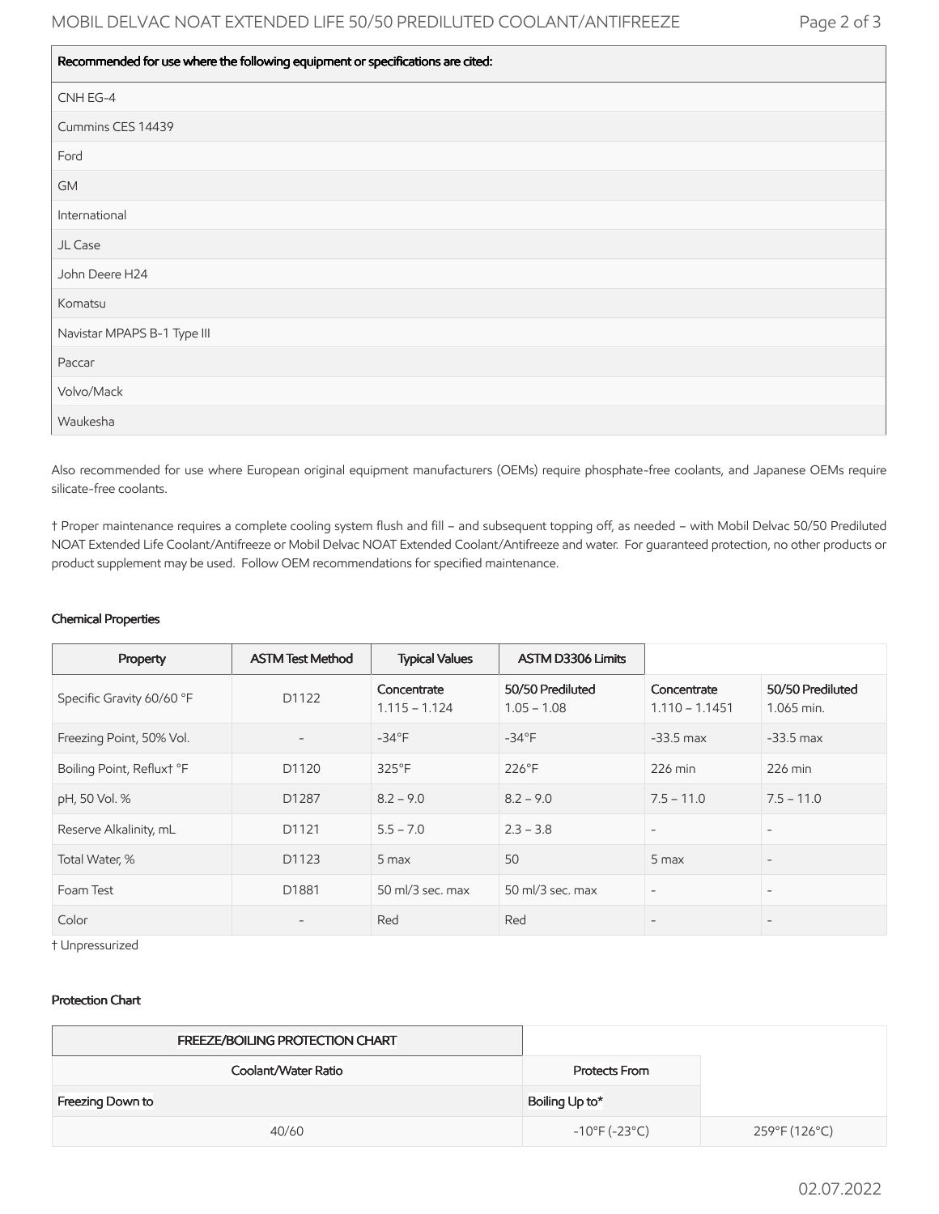| Recommended for use where the following equipment or specifications are cited: |
|---|
| CNH EG-4 |
| Cummins CES 14439 |
| Ford |
| GM |
| International |
| JL Case |
| John Deere H24 |
| Komatsu |
| Navistar MPAPS B-1 Type III |
| Paccar |
| Volvo/Mack |
| Waukesha |

Also recommended for use where European original equipment manufacturers (OEMs) require phosphate-free coolants, and Japanese OEMs require silicate-free coolants.

† Proper maintenance requires a complete cooling system flush and fill – and subsequent topping off, as needed – with Mobil Delvac 50/50 Prediluted NOAT Extended Life Coolant/Antifreeze or Mobil Delvac NOAT Extended Coolant/Antifreeze and water. For guaranteed protection, no other products or product supplement may be used. Follow OEM recommendations for specified maintenance.

### Chemical Properties

| Property | ASTM Test Method | Typical Values | | ASTM D3306 Limits | |
|---|---|---|---|---|---|
| | | Concentrate | 50/50 Prediluted | Concentrate | 50/50 Prediluted |
| Specific Gravity 60/60 °F | D1122 | 1.115 – 1.124 | 1.05 – 1.08 | 1.110 – 1.1451 | 1.065 min. |
| Freezing Point, 50% Vol. | - | -34°F | -34°F | -33.5 max | -33.5 max |
| Boiling Point, Reflux† °F | D1120 | 325°F | 226°F | 226 min | 226 min |
| pH, 50 Vol. % | D1287 | 8.2 – 9.0 | 8.2 – 9.0 | 7.5 – 11.0 | 7.5 – 11.0 |
| Reserve Alkalinity, mL | D1121 | 5.5 – 7.0 | 2.3 – 3.8 | - | - |
| Total Water, % | D1123 | 5 max | 50 | 5 max | - |
| Foam Test | D1881 | 50 ml/3 sec. max | 50 ml/3 sec. max | - | - |
| Color | - | Red | Red | - | - |

† Unpressurized

### Protection Chart

| FREEZE/BOILING PROTECTION CHART | | |
|---|---|---|
| Coolant/Water Ratio | Protects From | |
| Freezing Down to | Boiling Up to* | |
| 40/60 | -10°F (-23°C) | 259°F (126°C) |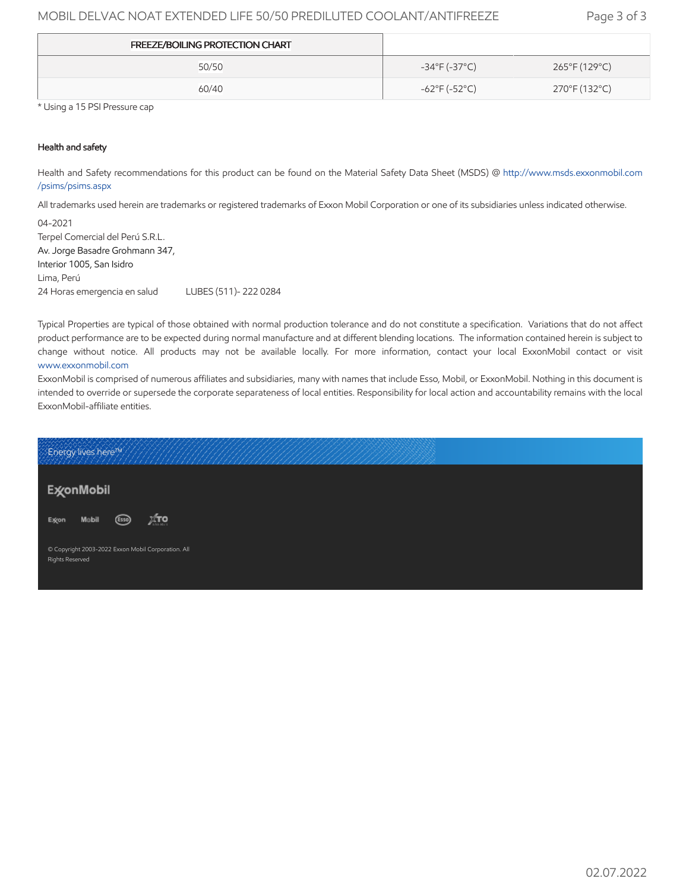| FREEZE/BOILING PROTECTION CHART | | |
| --- | --- | --- |
| 50/50 | -34°F (-37°C) | 265°F (129°C) |
| 60/40 | -62°F (-52°C) | 270°F (132°C) |

* Using a 15 PSI Pressure cap

### Health and safety

Health and Safety recommendations for this product can be found on the Material Safety Data Sheet (MSDS) @ http://www.msds.exxonmobil.com/psims/psims.aspx

All trademarks used herein are trademarks or registered trademarks of Exxon Mobil Corporation or one of its subsidiaries unless indicated otherwise.

04-2021
Terpel Comercial del Perú S.R.L.
Av. Jorge Basadre Grohmann 347,
Interior 1005, San Isidro
Lima, Perú
24 Horas emergencia en salud LUBES (511)- 222 0284

Typical Properties are typical of those obtained with normal production tolerance and do not constitute a specification. Variations that do not affect product performance are to be expected during normal manufacture and at different blending locations. The information contained herein is subject to change without notice. All products may not be available locally. For more information, contact your local ExxonMobil contact or visit www.exxonmobil.com

ExxonMobil is comprised of numerous affiliates and subsidiaries, many with names that include Esso, Mobil, or ExxonMobil. Nothing in this document is intended to override or supersede the corporate separateness of local entities. Responsibility for local action and accountability remains with the local ExxonMobil-affiliate entities.

Energy lives here™

ExxonMobil

Exxon Mobil Esso XTO

© Copyright 2003-2022 Exxon Mobil Corporation. All Rights Reserved

02.07.2022